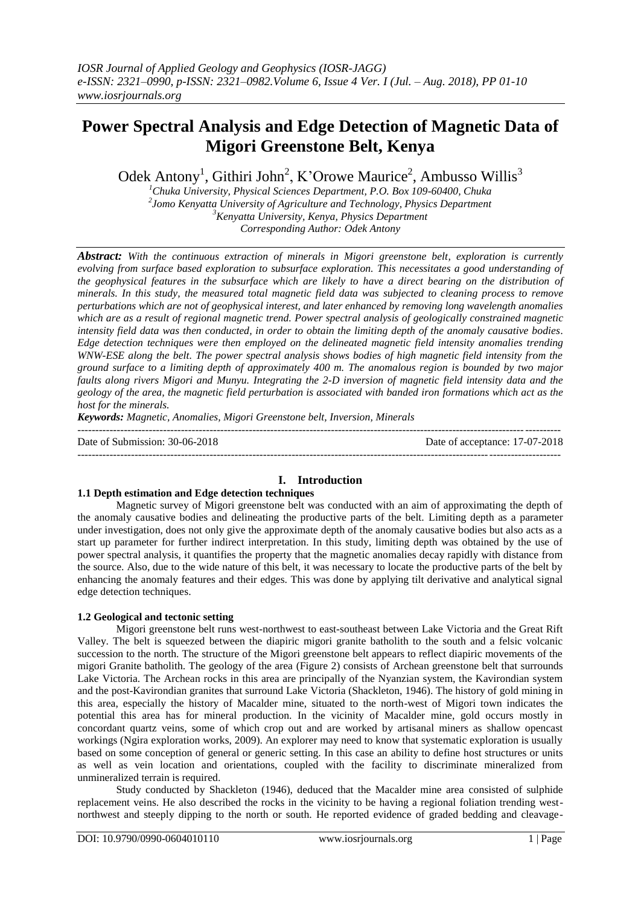# Power Spectral Analysis and Edge Detection of Magnetic Data of Migori Greenstone Belt, Kenya

Odek Antony[1], Githiri John[2], K'Orowe Maurice[2], Ambusso Willis[3]

[1]Chuka University, Physical Sciences Department, P.O. Box 109-60400, Chuka
[2]Jomo Kenyatta University of Agriculture and Technology, Physics Department
[3]Kenyatta University, Kenya, Physics Department
Corresponding Author: Odek Antony

***Abstract:*** *With the continuous extraction of minerals in Migori greenstone belt, exploration is currently evolving from surface based exploration to subsurface exploration. This necessitates a good understanding of the geophysical features in the subsurface which are likely to have a direct bearing on the distribution of minerals. In this study, the measured total magnetic field data was subjected to cleaning process to remove perturbations which are not of geophysical interest, and later enhanced by removing long wavelength anomalies which are as a result of regional magnetic trend. Power spectral analysis of geologically constrained magnetic intensity field data was then conducted, in order to obtain the limiting depth of the anomaly causative bodies. Edge detection techniques were then employed on the delineated magnetic field intensity anomalies trending WNW-ESE along the belt. The power spectral analysis shows bodies of high magnetic field intensity from the ground surface to a limiting depth of approximately 400 m. The anomalous region is bounded by two major faults along rivers Migori and Munyu. Integrating the 2-D inversion of magnetic field intensity data and the geology of the area, the magnetic field perturbation is associated with banded iron formations which act as the host for the minerals.*

***Keywords:*** *Magnetic, Anomalies, Migori Greenstone belt, Inversion, Minerals*

---

Date of Submission: 30-06-2018 — Date of acceptance: 17-07-2018

---

## I. Introduction

### 1.1 Depth estimation and Edge detection techniques

Magnetic survey of Migori greenstone belt was conducted with an aim of approximating the depth of the anomaly causative bodies and delineating the productive parts of the belt. Limiting depth as a parameter under investigation, does not only give the approximate depth of the anomaly causative bodies but also acts as a start up parameter for further indirect interpretation. In this study, limiting depth was obtained by the use of power spectral analysis, it quantifies the property that the magnetic anomalies decay rapidly with distance from the source. Also, due to the wide nature of this belt, it was necessary to locate the productive parts of the belt by enhancing the anomaly features and their edges. This was done by applying tilt derivative and analytical signal edge detection techniques.

### 1.2 Geological and tectonic setting

Migori greenstone belt runs west-northwest to east-southeast between Lake Victoria and the Great Rift Valley. The belt is squeezed between the diapiric migori granite batholith to the south and a felsic volcanic succession to the north. The structure of the Migori greenstone belt appears to reflect diapiric movements of the migori Granite batholith. The geology of the area (Figure 2) consists of Archean greenstone belt that surrounds Lake Victoria. The Archean rocks in this area are principally of the Nyanzian system, the Kavirondian system and the post-Kavirondian granites that surround Lake Victoria (Shackleton, 1946). The history of gold mining in this area, especially the history of Macalder mine, situated to the north-west of Migori town indicates the potential this area has for mineral production. In the vicinity of Macalder mine, gold occurs mostly in concordant quartz veins, some of which crop out and are worked by artisanal miners as shallow opencast workings (Ngira exploration works, 2009). An explorer may need to know that systematic exploration is usually based on some conception of general or generic setting. In this case an ability to define host structures or units as well as vein location and orientations, coupled with the facility to discriminate mineralized from unmineralized terrain is required.

Study conducted by Shackleton (1946), deduced that the Macalder mine area consisted of sulphide replacement veins. He also described the rocks in the vicinity to be having a regional foliation trending west-northwest and steeply dipping to the north or south. He reported evidence of graded bedding and cleavage-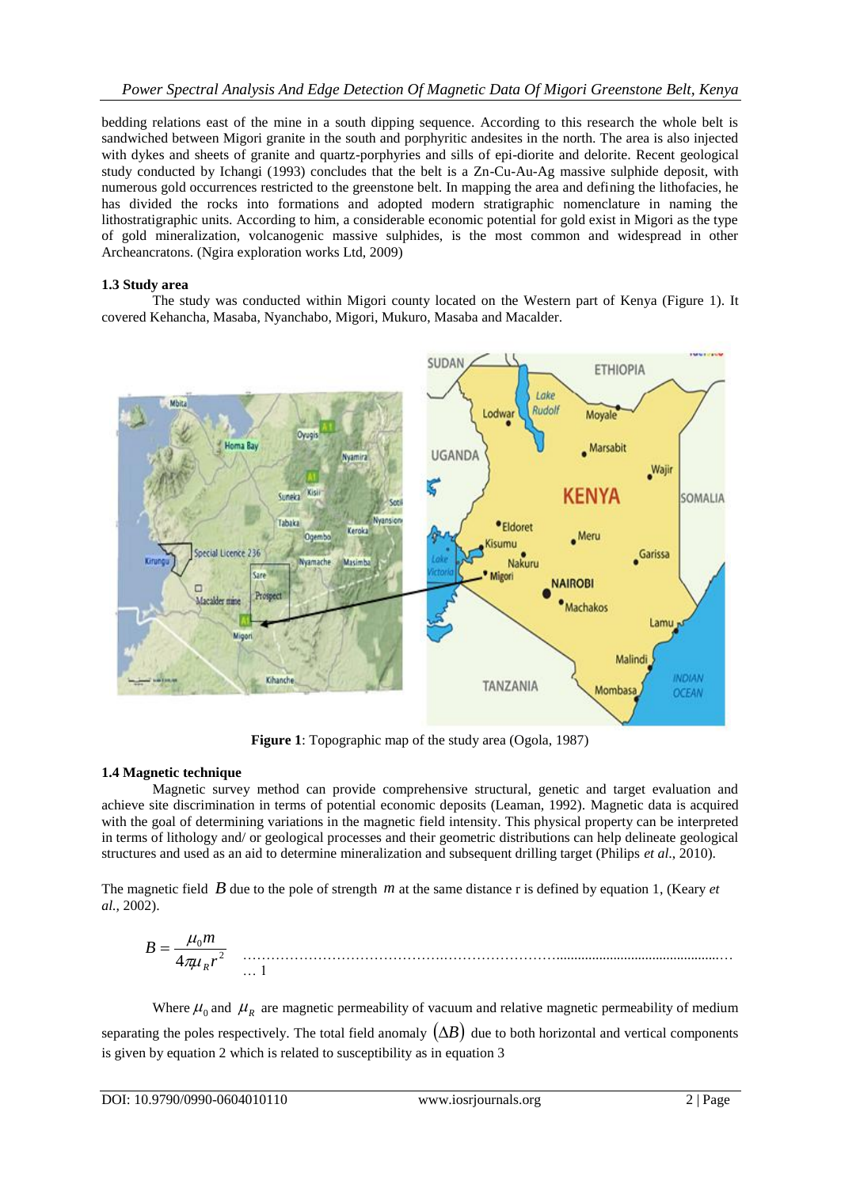bedding relations east of the mine in a south dipping sequence. According to this research the whole belt is sandwiched between Migori granite in the south and porphyritic andesites in the north. The area is also injected with dykes and sheets of granite and quartz-porphyries and sills of epi-diorite and delorite. Recent geological study conducted by Ichangi (1993) concludes that the belt is a Zn-Cu-Au-Ag massive sulphide deposit, with numerous gold occurrences restricted to the greenstone belt. In mapping the area and defining the lithofacies, he has divided the rocks into formations and adopted modern stratigraphic nomenclature in naming the lithostratigraphic units. According to him, a considerable economic potential for gold exist in Migori as the type of gold mineralization, volcanogenic massive sulphides, is the most common and widespread in other Archeancratons. (Ngira exploration works Ltd, 2009)

### 1.3 Study area

The study was conducted within Migori county located on the Western part of Kenya (Figure 1). It covered Kehancha, Masaba, Nyanchabo, Migori, Mukuro, Masaba and Macalder.

**Figure 1**: Topographic map of the study area (Ogola, 1987)

### 1.4 Magnetic technique

Magnetic survey method can provide comprehensive structural, genetic and target evaluation and achieve site discrimination in terms of potential economic deposits (Leaman, 1992). Magnetic data is acquired with the goal of determining variations in the magnetic field intensity. This physical property can be interpreted in terms of lithology and/ or geological processes and their geometric distributions can help delineate geological structures and used as an aid to determine mineralization and subsequent drilling target (Philips *et al*., 2010).

The magnetic field $B$ due to the pole of strength $m$ at the same distance r is defined by equation 1, (Keary *et al.,* 2002).

$$B = \frac{\mu_0 m}{4\pi\mu_R r^2} \qquad \ldots 1$$

Where $\mu_0$ and $\mu_R$ are magnetic permeability of vacuum and relative magnetic permeability of medium separating the poles respectively. The total field anomaly $(\Delta B)$ due to both horizontal and vertical components is given by equation 2 which is related to susceptibility as in equation 3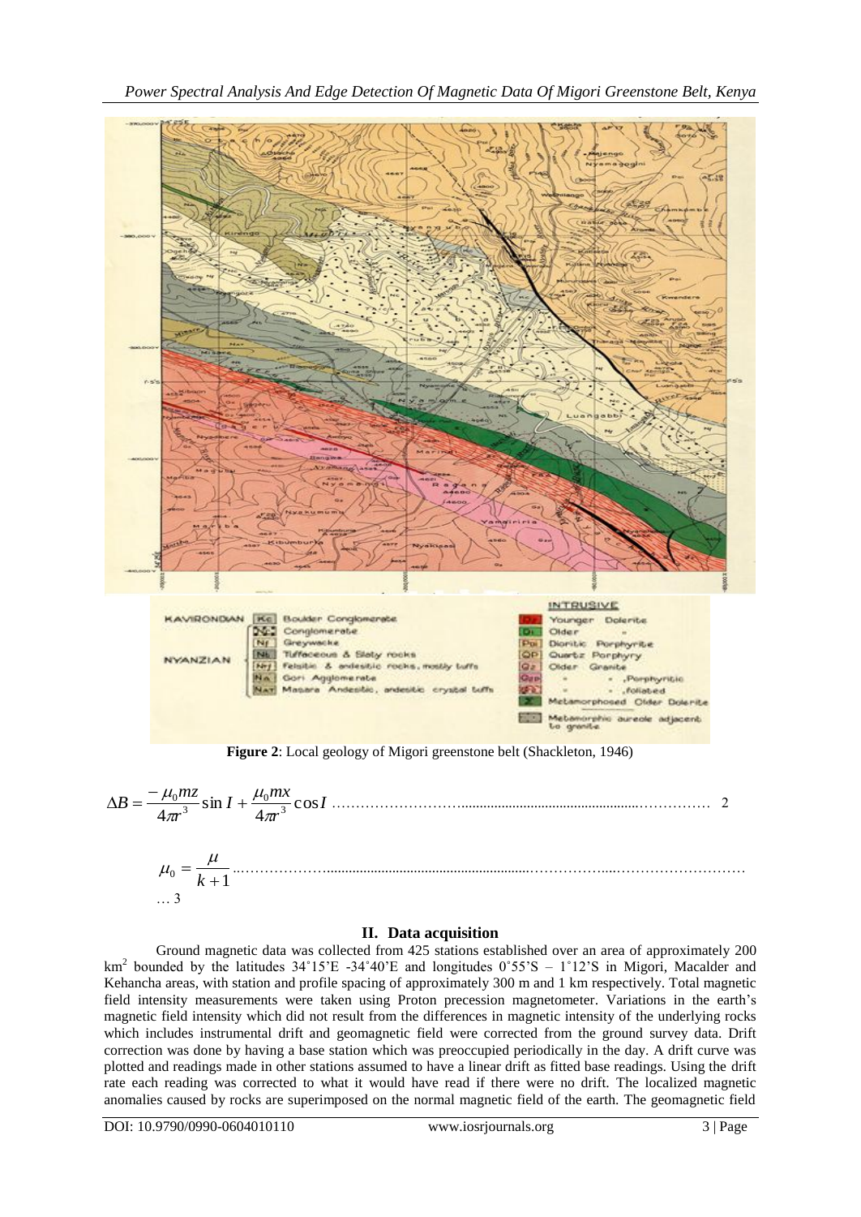**Figure 2**: Local geology of Migori greenstone belt (Shackleton, 1946)

$$\Delta B = \frac{-\mu_0 mz}{4\pi r^3}\sin I + \frac{\mu_0 mx}{4\pi r^3}\cos I \qquad 2$$

$$\mu_0 = \frac{\mu}{k+1} \qquad 3$$

## II. Data acquisition

Ground magnetic data was collected from 425 stations established over an area of approximately 200 km$^2$ bounded by the latitudes 34˚15'E -34˚40'E and longitudes 0˚55'S – 1˚12'S in Migori, Macalder and Kehancha areas, with station and profile spacing of approximately 300 m and 1 km respectively. Total magnetic field intensity measurements were taken using Proton precession magnetometer. Variations in the earth's magnetic field intensity which did not result from the differences in magnetic intensity of the underlying rocks which includes instrumental drift and geomagnetic field were corrected from the ground survey data. Drift correction was done by having a base station which was preoccupied periodically in the day. A drift curve was plotted and readings made in other stations assumed to have a linear drift as fitted base readings. Using the drift rate each reading was corrected to what it would have read if there were no drift. The localized magnetic anomalies caused by rocks are superimposed on the normal magnetic field of the earth. The geomagnetic field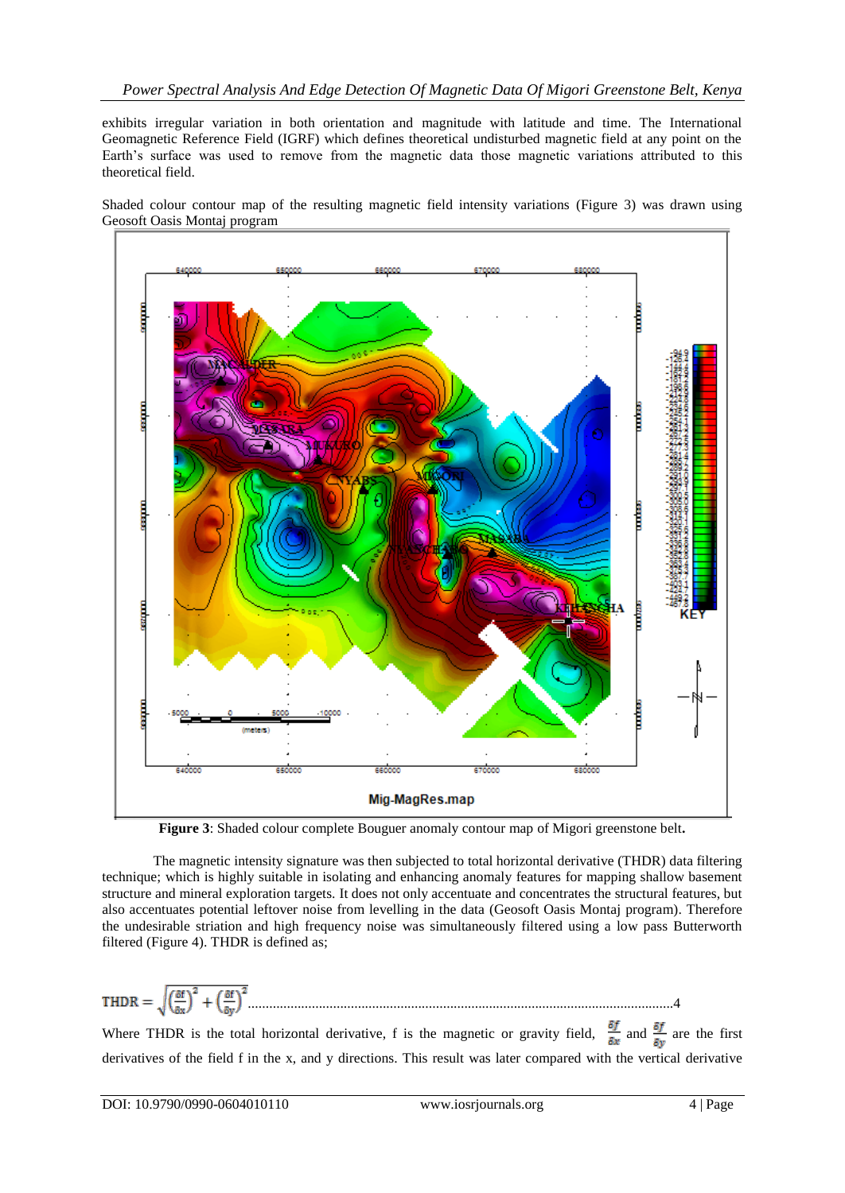exhibits irregular variation in both orientation and magnitude with latitude and time. The International Geomagnetic Reference Field (IGRF) which defines theoretical undisturbed magnetic field at any point on the Earth's surface was used to remove from the magnetic data those magnetic variations attributed to this theoretical field.

Shaded colour contour map of the resulting magnetic field intensity variations (Figure 3) was drawn using Geosoft Oasis Montaj program

**Figure 3**: Shaded colour complete Bouguer anomaly contour map of Migori greenstone belt**.**

The magnetic intensity signature was then subjected to total horizontal derivative (THDR) data filtering technique; which is highly suitable in isolating and enhancing anomaly features for mapping shallow basement structure and mineral exploration targets. It does not only accentuate and concentrates the structural features, but also accentuates potential leftover noise from levelling in the data (Geosoft Oasis Montaj program). Therefore the undesirable striation and high frequency noise was simultaneously filtered using a low pass Butterworth filtered (Figure 4). THDR is defined as;

$$\text{THDR} = \sqrt{\left(\frac{\delta f}{\delta x}\right)^2 + \left(\frac{\delta f}{\delta y}\right)^2} \quad \text{......4}$$

Where THDR is the total horizontal derivative, f is the magnetic or gravity field, $\frac{\delta f}{\delta x}$ and $\frac{\delta f}{\delta y}$ are the first derivatives of the field f in the x, and y directions. This result was later compared with the vertical derivative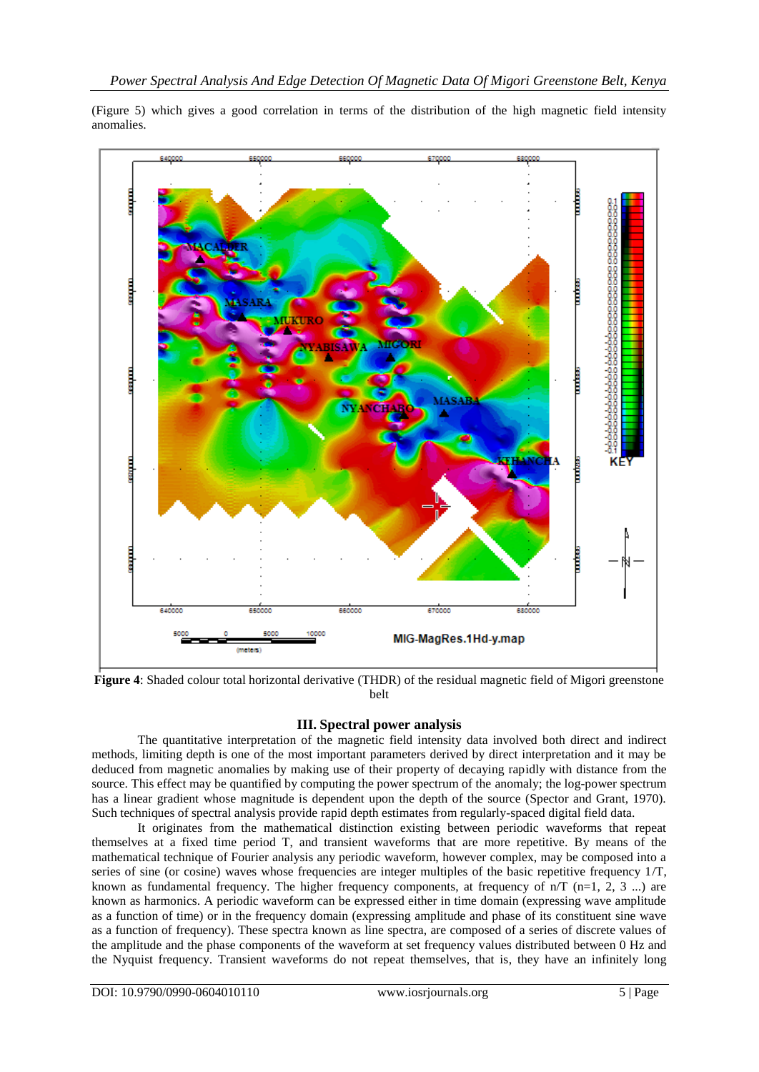(Figure 5) which gives a good correlation in terms of the distribution of the high magnetic field intensity anomalies.

**Figure 4**: Shaded colour total horizontal derivative (THDR) of the residual magnetic field of Migori greenstone belt

## III. Spectral power analysis

The quantitative interpretation of the magnetic field intensity data involved both direct and indirect methods, limiting depth is one of the most important parameters derived by direct interpretation and it may be deduced from magnetic anomalies by making use of their property of decaying rapidly with distance from the source. This effect may be quantified by computing the power spectrum of the anomaly; the log-power spectrum has a linear gradient whose magnitude is dependent upon the depth of the source (Spector and Grant, 1970). Such techniques of spectral analysis provide rapid depth estimates from regularly-spaced digital field data.

It originates from the mathematical distinction existing between periodic waveforms that repeat themselves at a fixed time period T, and transient waveforms that are more repetitive. By means of the mathematical technique of Fourier analysis any periodic waveform, however complex, may be composed into a series of sine (or cosine) waves whose frequencies are integer multiples of the basic repetitive frequency 1/T, known as fundamental frequency. The higher frequency components, at frequency of n/T (n=1, 2, 3 ...) are known as harmonics. A periodic waveform can be expressed either in time domain (expressing wave amplitude as a function of time) or in the frequency domain (expressing amplitude and phase of its constituent sine wave as a function of frequency). These spectra known as line spectra, are composed of a series of discrete values of the amplitude and the phase components of the waveform at set frequency values distributed between 0 Hz and the Nyquist frequency. Transient waveforms do not repeat themselves, that is, they have an infinitely long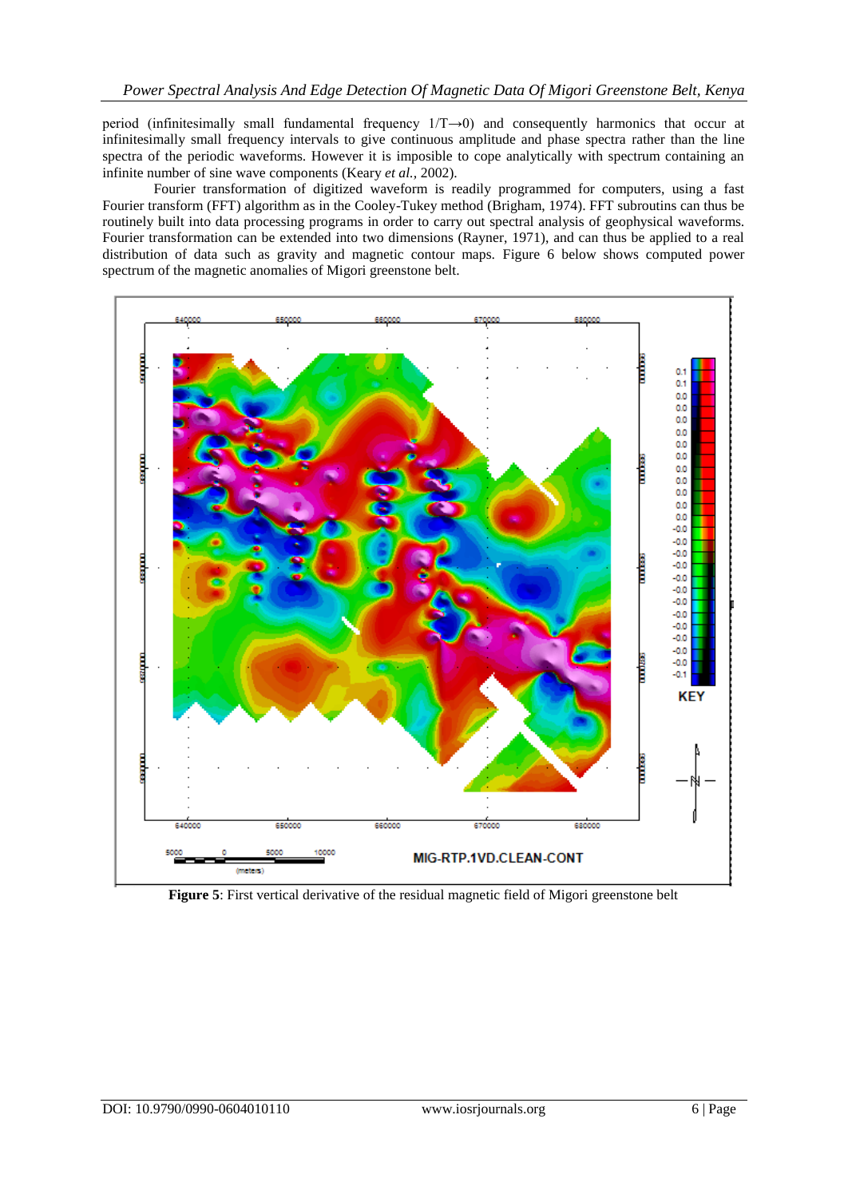period (infinitesimally small fundamental frequency $1/T \rightarrow 0$) and consequently harmonics that occur at infinitesimally small frequency intervals to give continuous amplitude and phase spectra rather than the line spectra of the periodic waveforms. However it is imposible to cope analytically with spectrum containing an infinite number of sine wave components (Keary *et al.*, 2002).

Fourier transformation of digitized waveform is readily programmed for computers, using a fast Fourier transform (FFT) algorithm as in the Cooley-Tukey method (Brigham, 1974). FFT subroutins can thus be routinely built into data processing programs in order to carry out spectral analysis of geophysical waveforms. Fourier transformation can be extended into two dimensions (Rayner, 1971), and can thus be applied to a real distribution of data such as gravity and magnetic contour maps. Figure 6 below shows computed power spectrum of the magnetic anomalies of Migori greenstone belt.

**Figure 5**: First vertical derivative of the residual magnetic field of Migori greenstone belt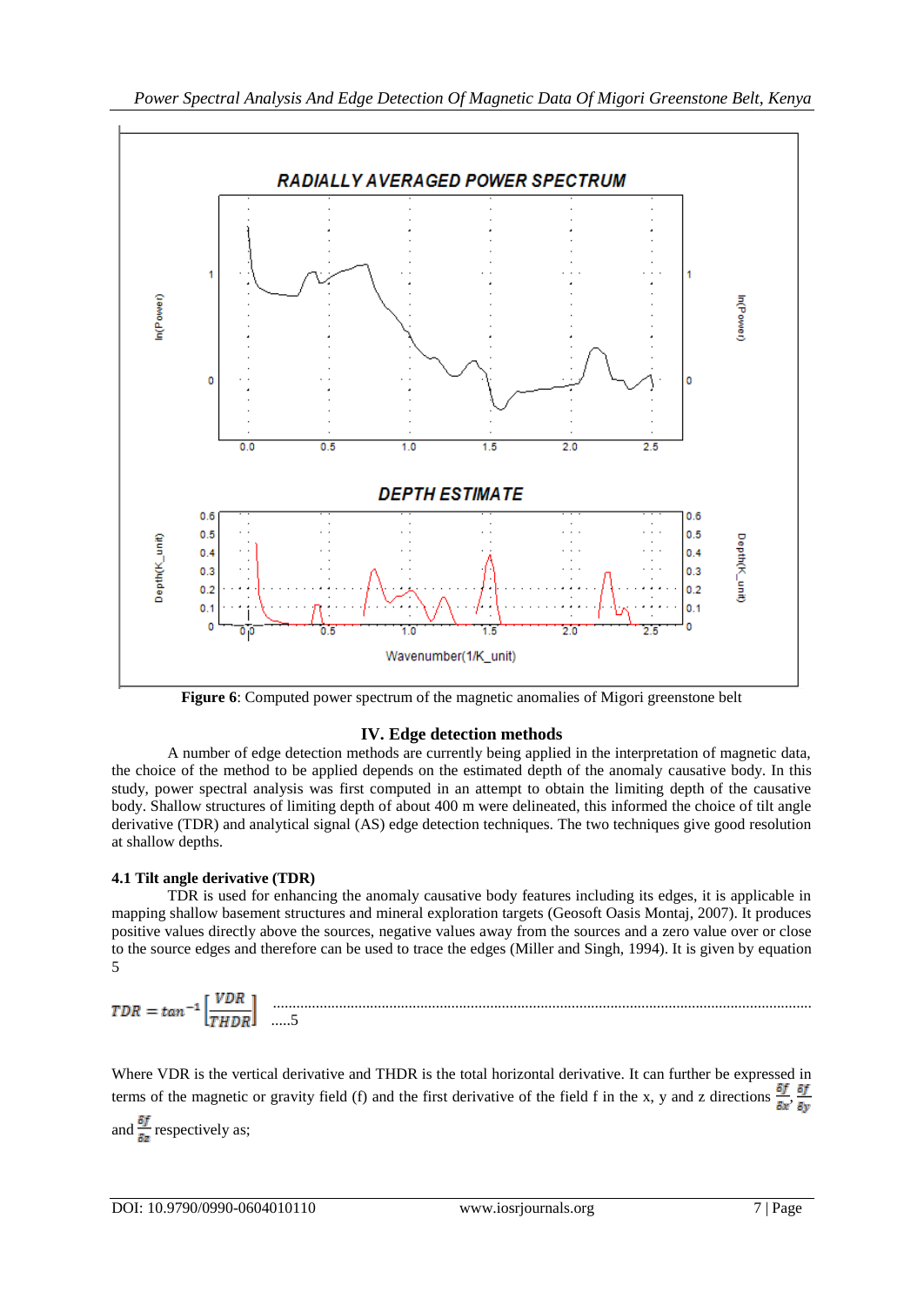**Figure 6**: Computed power spectrum of the magnetic anomalies of Migori greenstone belt

## IV. Edge detection methods

A number of edge detection methods are currently being applied in the interpretation of magnetic data, the choice of the method to be applied depends on the estimated depth of the anomaly causative body. In this study, power spectral analysis was first computed in an attempt to obtain the limiting depth of the causative body. Shallow structures of limiting depth of about 400 m were delineated, this informed the choice of tilt angle derivative (TDR) and analytical signal (AS) edge detection techniques. The two techniques give good resolution at shallow depths.

### 4.1 Tilt angle derivative (TDR)

TDR is used for enhancing the anomaly causative body features including its edges, it is applicable in mapping shallow basement structures and mineral exploration targets (Geosoft Oasis Montaj, 2007). It produces positive values directly above the sources, negative values away from the sources and a zero value over or close to the source edges and therefore can be used to trace the edges (Miller and Singh, 1994). It is given by equation 5

$$TDR = tan^{-1}\left[\frac{VDR}{THDR}\right] \quad \text{.....5}$$

Where VDR is the vertical derivative and THDR is the total horizontal derivative. It can further be expressed in terms of the magnetic or gravity field (f) and the first derivative of the field f in the x, y and z directions $\frac{\delta f}{\delta x}$, $\frac{\delta f}{\delta y}$ and $\frac{\delta f}{\delta z}$ respectively as;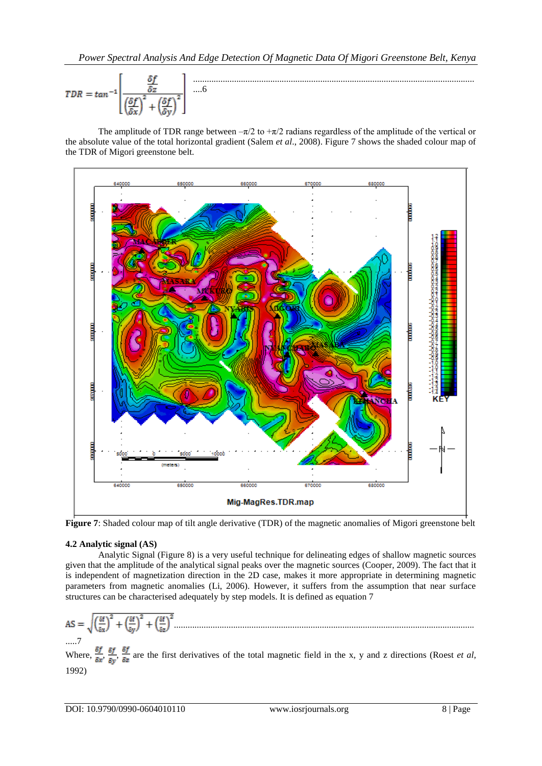$$TDR = tan^{-1}\left[\frac{\frac{\delta f}{\delta z}}{\left(\frac{\delta f}{\delta x}\right)^2+\left(\frac{\delta f}{\delta y}\right)^2}\right] \quad \text{....6}$$

The amplitude of TDR range between $-\pi/2$ to $+\pi/2$ radians regardless of the amplitude of the vertical or the absolute value of the total horizontal gradient (Salem *et al*., 2008). Figure 7 shows the shaded colour map of the TDR of Migori greenstone belt.

**Figure 7**: Shaded colour map of tilt angle derivative (TDR) of the magnetic anomalies of Migori greenstone belt

### 4.2 Analytic signal (AS)

Analytic Signal (Figure 8) is a very useful technique for delineating edges of shallow magnetic sources given that the amplitude of the analytical signal peaks over the magnetic sources (Cooper, 2009). The fact that it is independent of magnetization direction in the 2D case, makes it more appropriate in determining magnetic parameters from magnetic anomalies (Li, 2006). However, it suffers from the assumption that near surface structures can be characterised adequately by step models. It is defined as equation 7

$$AS = \sqrt{\left(\frac{\delta f}{\delta x}\right)^2+\left(\frac{\delta f}{\delta y}\right)^2+\left(\frac{\delta f}{\delta z}\right)^2} \quad \text{.....7}$$

Where, $\frac{\delta f}{\delta x}, \frac{\delta f}{\delta y}, \frac{\delta f}{\delta z}$ are the first derivatives of the total magnetic field in the x, y and z directions (Roest *et al*, 1992)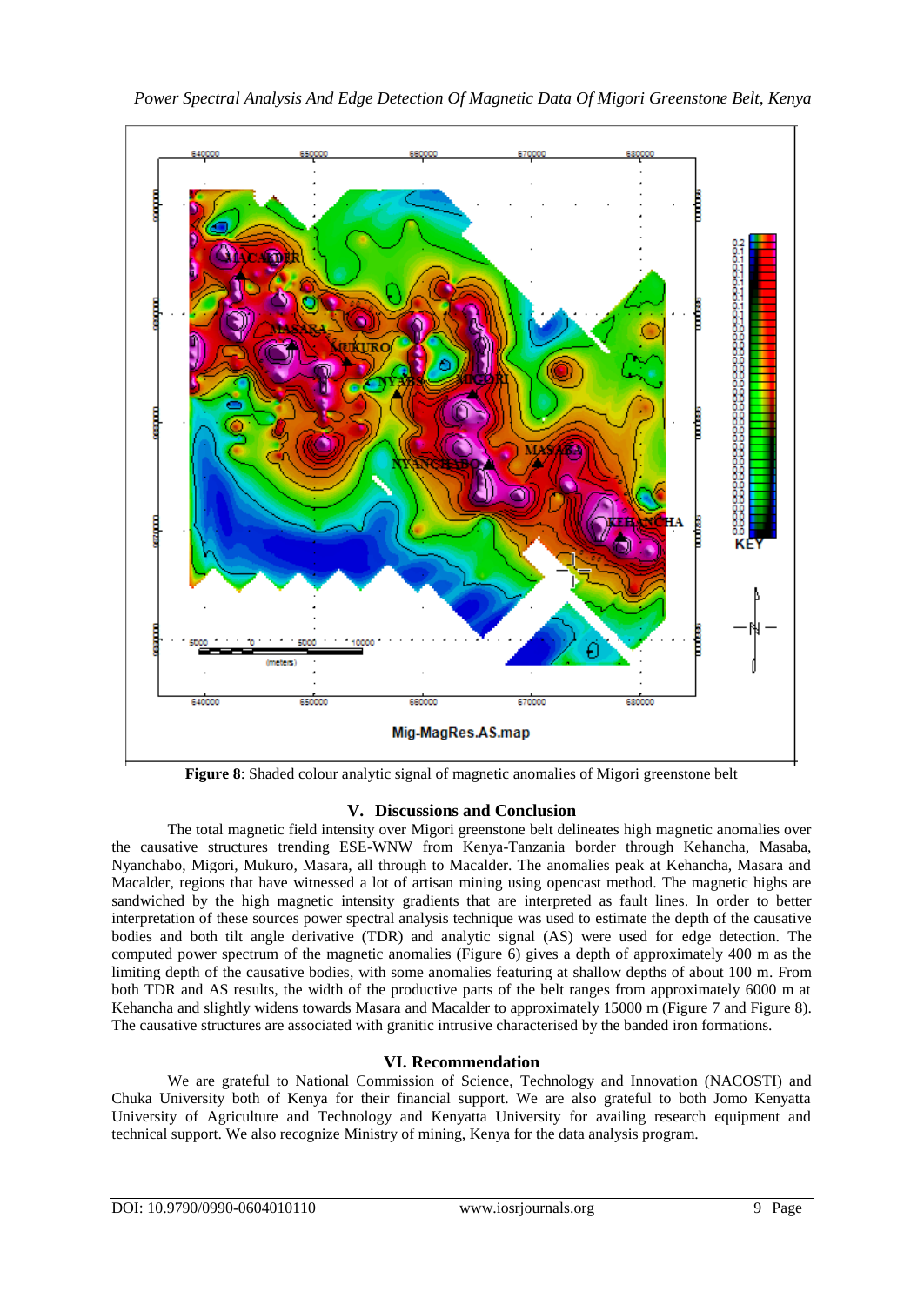**Figure 8**: Shaded colour analytic signal of magnetic anomalies of Migori greenstone belt

## V. Discussions and Conclusion

The total magnetic field intensity over Migori greenstone belt delineates high magnetic anomalies over the causative structures trending ESE-WNW from Kenya-Tanzania border through Kehancha, Masaba, Nyanchabo, Migori, Mukuro, Masara, all through to Macalder. The anomalies peak at Kehancha, Masara and Macalder, regions that have witnessed a lot of artisan mining using opencast method. The magnetic highs are sandwiched by the high magnetic intensity gradients that are interpreted as fault lines. In order to better interpretation of these sources power spectral analysis technique was used to estimate the depth of the causative bodies and both tilt angle derivative (TDR) and analytic signal (AS) were used for edge detection. The computed power spectrum of the magnetic anomalies (Figure 6) gives a depth of approximately 400 m as the limiting depth of the causative bodies, with some anomalies featuring at shallow depths of about 100 m. From both TDR and AS results, the width of the productive parts of the belt ranges from approximately 6000 m at Kehancha and slightly widens towards Masara and Macalder to approximately 15000 m (Figure 7 and Figure 8). The causative structures are associated with granitic intrusive characterised by the banded iron formations.

## VI. Recommendation

We are grateful to National Commission of Science, Technology and Innovation (NACOSTI) and Chuka University both of Kenya for their financial support. We are also grateful to both Jomo Kenyatta University of Agriculture and Technology and Kenyatta University for availing research equipment and technical support. We also recognize Ministry of mining, Kenya for the data analysis program.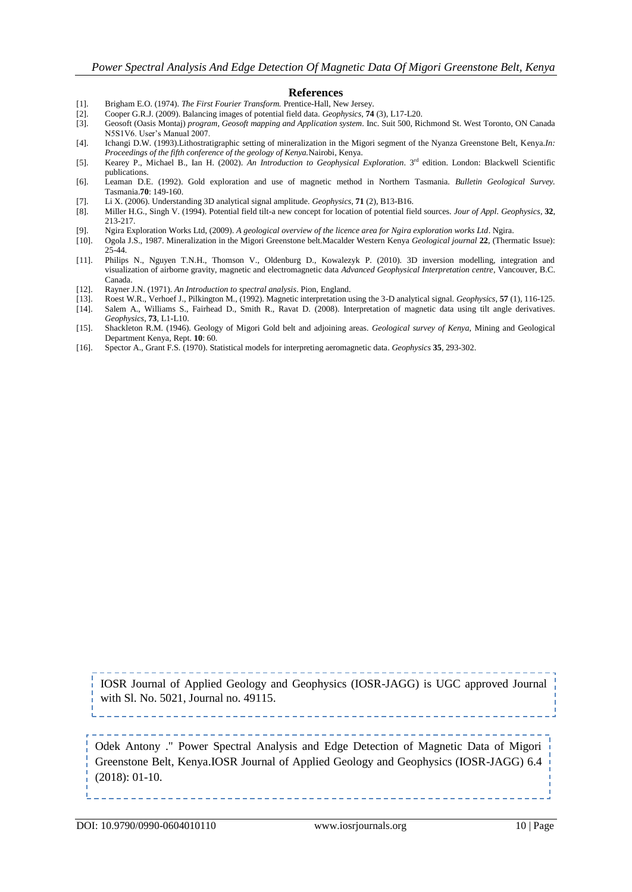## References

[1]. Brigham E.O. (1974). *The First Fourier Transform.* Prentice-Hall, New Jersey.

[2]. Cooper G.R.J. (2009). Balancing images of potential field data. *Geophysics*, **74** (3), L17-L20.

[3]. Geosoft (Oasis Montaj) *program, Geosoft mapping and Application system*. Inc. Suit 500, Richmond St. West Toronto, ON Canada N5S1V6. User's Manual 2007.

[4]. Ichangi D.W. (1993).Lithostratigraphic setting of mineralization in the Migori segment of the Nyanza Greenstone Belt, Kenya.*In: Proceedings of the fifth conference of the geology of Kenya.*Nairobi, Kenya.

[5]. Kearey P., Michael B., Ian H. (2002). *An Introduction to Geophysical Exploration*. 3rd edition. London: Blackwell Scientific publications.

[6]. Leaman D.E. (1992). Gold exploration and use of magnetic method in Northern Tasmania. *Bulletin Geological Survey*. Tasmania.**70**: 149-160.

[7]. Li X. (2006). Understanding 3D analytical signal amplitude. *Geophysics*, **71** (2), B13-B16.

[8]. Miller H.G., Singh V. (1994). Potential field tilt-a new concept for location of potential field sources. *Jour of Appl. Geophysics*, **32**, 213-217.

[9]. Ngira Exploration Works Ltd, (2009). *A geological overview of the licence area for Ngira exploration works Ltd*. Ngira.

[10]. Ogola J.S., 1987. Mineralization in the Migori Greenstone belt.Macalder Western Kenya *Geological journal* **22**, (Thermatic Issue): 25-44.

[11]. Philips N., Nguyen T.N.H., Thomson V., Oldenburg D., Kowalezyk P. (2010). 3D inversion modelling, integration and visualization of airborne gravity, magnetic and electromagnetic data *Advanced Geophysical Interpretation centre*, Vancouver, B.C. Canada.

[12]. Rayner J.N. (1971). *An Introduction to spectral analysis*. Pion, England.

[13]. Roest W.R., Verhoef J., Pilkington M., (1992). Magnetic interpretation using the 3-D analytical signal. *Geophysics*, **57** (1), 116-125.

[14]. Salem A., Williams S., Fairhead D., Smith R., Ravat D. (2008). Interpretation of magnetic data using tilt angle derivatives. *Geophysics*, **73**, L1-L10.

[15]. Shackleton R.M. (1946). Geology of Migori Gold belt and adjoining areas. *Geological survey of Kenya,* Mining and Geological Department Kenya, Rept. **10**: 60.

[16]. Spector A., Grant F.S. (1970). Statistical models for interpreting aeromagnetic data. *Geophysics* **35**, 293-302.

IOSR Journal of Applied Geology and Geophysics (IOSR-JAGG) is UGC approved Journal with Sl. No. 5021, Journal no. 49115.

Odek Antony ." Power Spectral Analysis and Edge Detection of Magnetic Data of Migori Greenstone Belt, Kenya.IOSR Journal of Applied Geology and Geophysics (IOSR-JAGG) 6.4 (2018): 01-10.